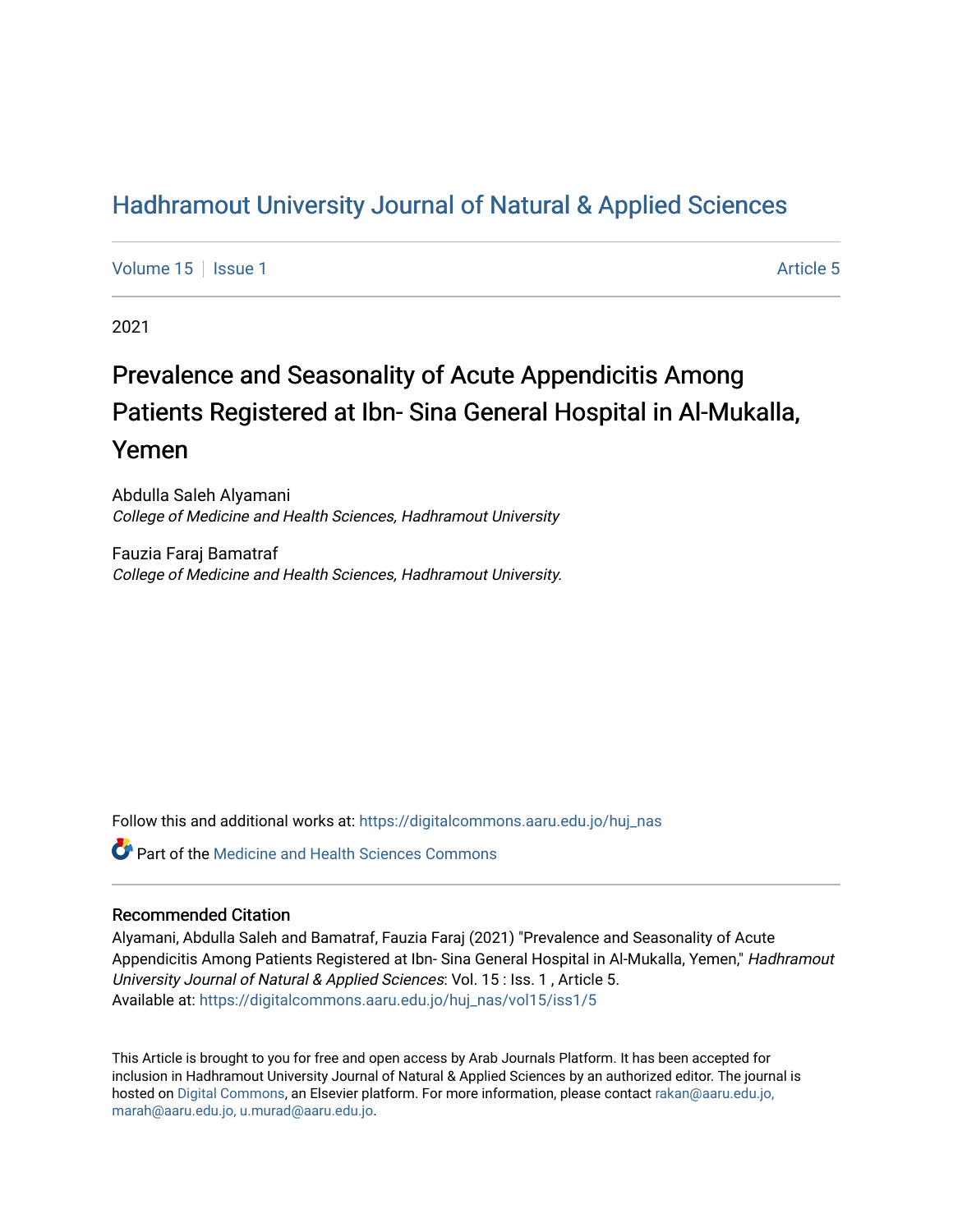# Hadhramout University Journal of Natural & Applied Sciences

Volume 15 | Issue 1 Article 5

2021

## Prevalence and Seasonality of Acute Appendicitis Among Patients Registered at Ibn- Sina General Hospital in Al-Mukalla, Yemen

Abdulla Saleh Alyamani
*College of Medicine and Health Sciences, Hadhramout University*

Fauzia Faraj Bamatraf
*College of Medicine and Health Sciences, Hadhramout University.*

Follow this and additional works at: https://digitalcommons.aaru.edu.jo/huj_nas

Part of the Medicine and Health Sciences Commons

### Recommended Citation

Alyamani, Abdulla Saleh and Bamatraf, Fauzia Faraj (2021) "Prevalence and Seasonality of Acute Appendicitis Among Patients Registered at Ibn- Sina General Hospital in Al-Mukalla, Yemen," *Hadhramout University Journal of Natural & Applied Sciences*: Vol. 15 : Iss. 1 , Article 5.
Available at: https://digitalcommons.aaru.edu.jo/huj_nas/vol15/iss1/5

This Article is brought to you for free and open access by Arab Journals Platform. It has been accepted for inclusion in Hadhramout University Journal of Natural & Applied Sciences by an authorized editor. The journal is hosted on Digital Commons, an Elsevier platform. For more information, please contact rakan@aaru.edu.jo, marah@aaru.edu.jo, u.murad@aaru.edu.jo.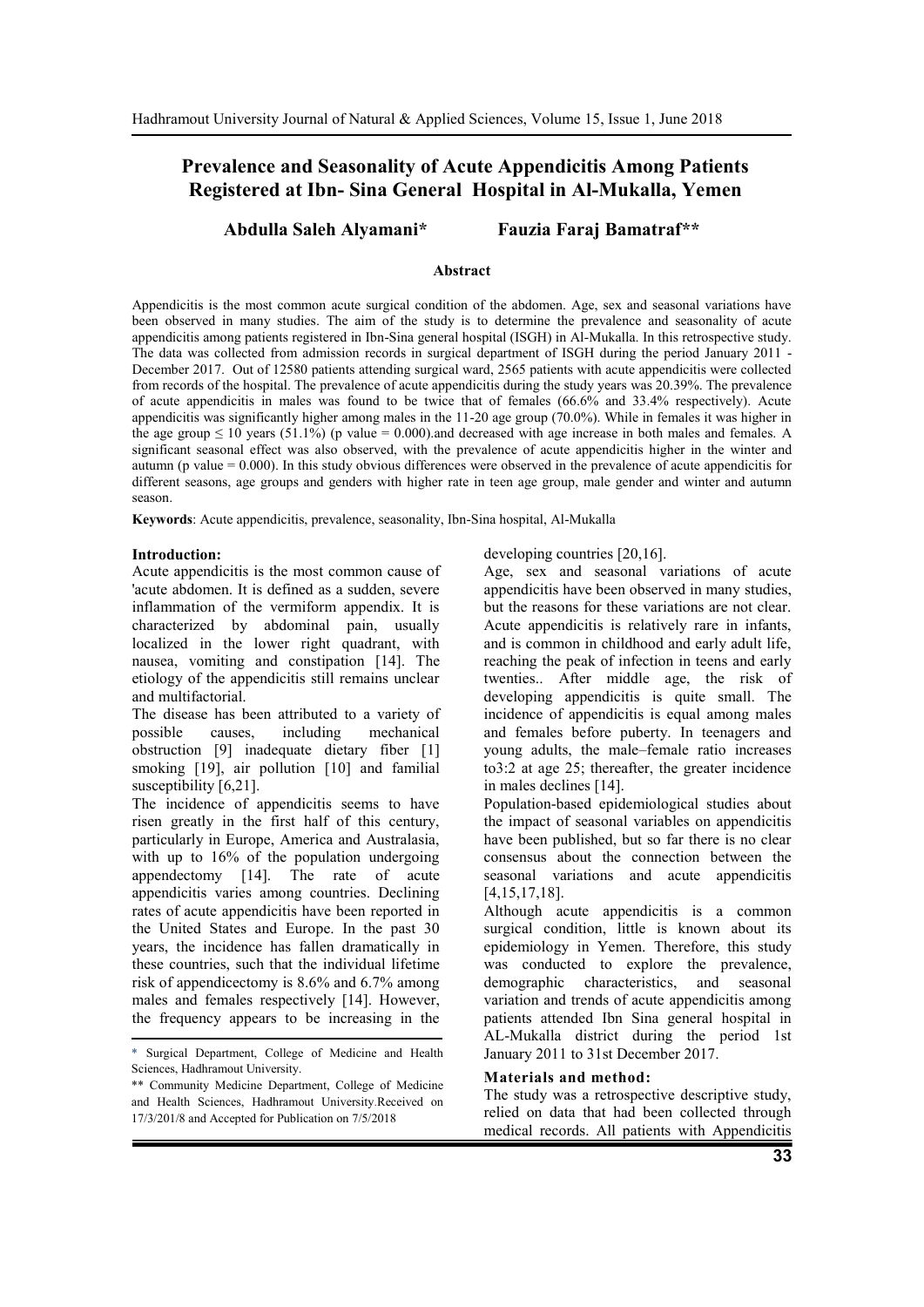# Prevalence and Seasonality of Acute Appendicitis Among Patients Registered at Ibn- Sina General Hospital in Al-Mukalla, Yemen

**Abdulla Saleh Alyamani\*** **Fauzia Faraj Bamatraf\*\***

### Abstract

Appendicitis is the most common acute surgical condition of the abdomen. Age, sex and seasonal variations have been observed in many studies. The aim of the study is to determine the prevalence and seasonality of acute appendicitis among patients registered in Ibn-Sina general hospital (ISGH) in Al-Mukalla. In this retrospective study. The data was collected from admission records in surgical department of ISGH during the period January 2011 - December 2017. Out of 12580 patients attending surgical ward, 2565 patients with acute appendicitis were collected from records of the hospital. The prevalence of acute appendicitis during the study years was 20.39%. The prevalence of acute appendicitis in males was found to be twice that of females (66.6% and 33.4% respectively). Acute appendicitis was significantly higher among males in the 11-20 age group (70.0%). While in females it was higher in the age group ≤ 10 years (51.1%) (p value = 0.000).and decreased with age increase in both males and females. A significant seasonal effect was also observed, with the prevalence of acute appendicitis higher in the winter and autumn (p value = 0.000). In this study obvious differences were observed in the prevalence of acute appendicitis for different seasons, age groups and genders with higher rate in teen age group, male gender and winter and autumn season.

**Keywords**: Acute appendicitis, prevalence, seasonality, Ibn-Sina hospital, Al-Mukalla

**Introduction:**

Acute appendicitis is the most common cause of 'acute abdomen. It is defined as a sudden, severe inflammation of the vermiform appendix. It is characterized by abdominal pain, usually localized in the lower right quadrant, with nausea, vomiting and constipation [14]. The etiology of the appendicitis still remains unclear and multifactorial.

The disease has been attributed to a variety of possible causes, including mechanical obstruction [9] inadequate dietary fiber [1] smoking [19], air pollution [10] and familial susceptibility [6,21].

The incidence of appendicitis seems to have risen greatly in the first half of this century, particularly in Europe, America and Australasia, with up to 16% of the population undergoing appendectomy [14]. The rate of acute appendicitis varies among countries. Declining rates of acute appendicitis have been reported in the United States and Europe. In the past 30 years, the incidence has fallen dramatically in these countries, such that the individual lifetime risk of appendicectomy is 8.6% and 6.7% among males and females respectively [14]. However, the frequency appears to be increasing in the developing countries [20,16].

Age, sex and seasonal variations of acute appendicitis have been observed in many studies, but the reasons for these variations are not clear. Acute appendicitis is relatively rare in infants, and is common in childhood and early adult life, reaching the peak of infection in teens and early twenties.. After middle age, the risk of developing appendicitis is quite small. The incidence of appendicitis is equal among males and females before puberty. In teenagers and young adults, the male–female ratio increases to3:2 at age 25; thereafter, the greater incidence in males declines [14].

Population-based epidemiological studies about the impact of seasonal variables on appendicitis have been published, but so far there is no clear consensus about the connection between the seasonal variations and acute appendicitis [4,15,17,18].

Although acute appendicitis is a common surgical condition, little is known about its epidemiology in Yemen. Therefore, this study was conducted to explore the prevalence, demographic characteristics, and seasonal variation and trends of acute appendicitis among patients attended Ibn Sina general hospital in AL-Mukalla district during the period 1st January 2011 to 31st December 2017.

**Materials and method:**

The study was a retrospective descriptive study, relied on data that had been collected through medical records. All patients with Appendicitis

---

\* Surgical Department, College of Medicine and Health Sciences, Hadhramout University.

\*\* Community Medicine Department, College of Medicine and Health Sciences, Hadhramout University.Received on 17/3/201/8 and Accepted for Publication on 7/5/2018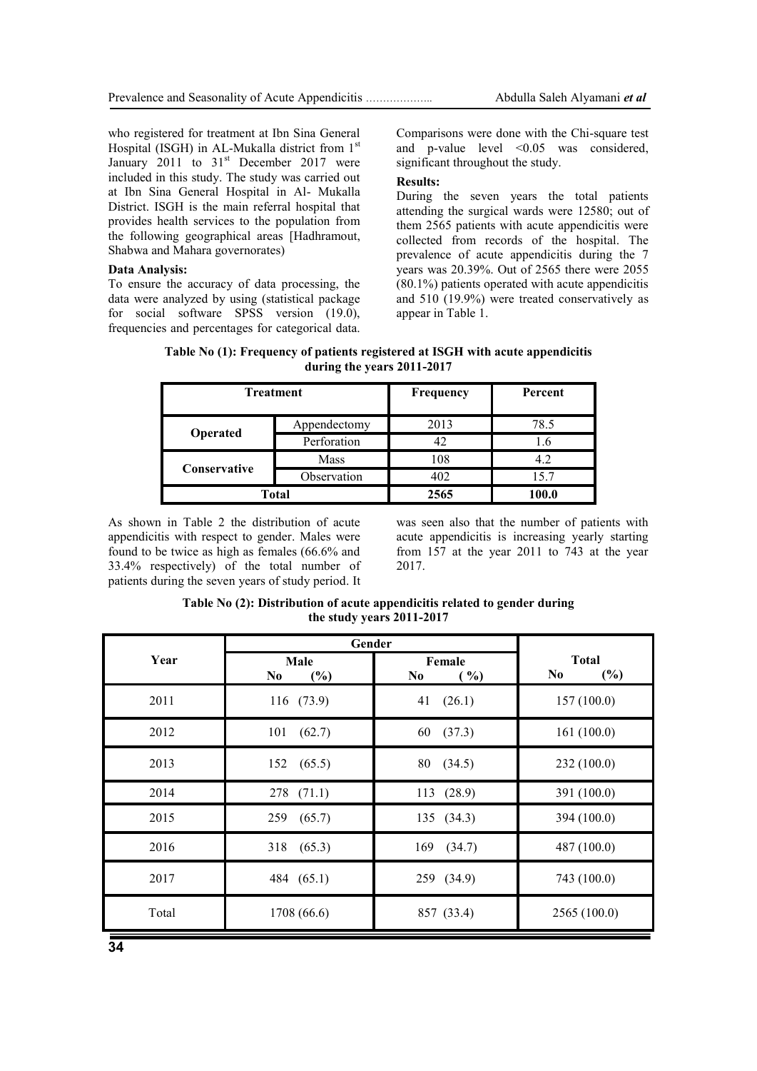who registered for treatment at Ibn Sina General Hospital (ISGH) in AL-Mukalla district from 1st January 2011 to 31st December 2017 were included in this study. The study was carried out at Ibn Sina General Hospital in Al- Mukalla District. ISGH is the main referral hospital that provides health services to the population from the following geographical areas [Hadhramout, Shabwa and Mahara governorates)

**Data Analysis:**

To ensure the accuracy of data processing, the data were analyzed by using (statistical package for social software SPSS version (19.0), frequencies and percentages for categorical data. Comparisons were done with the Chi-square test and p-value level $<0.05$ was considered, significant throughout the study.

**Results:**

During the seven years the total patients attending the surgical wards were 12580; out of them 2565 patients with acute appendicitis were collected from records of the hospital. The prevalence of acute appendicitis during the 7 years was 20.39%. Out of 2565 there were 2055 (80.1%) patients operated with acute appendicitis and 510 (19.9%) were treated conservatively as appear in Table 1.

**Table No (1): Frequency of patients registered at ISGH with acute appendicitis during the years 2011-2017**

| Treatment | | Frequency | Percent |
|---|---|---|---|
| **Operated** | Appendectomy | 2013 | 78.5 |
| | Perforation | 42 | 1.6 |
| **Conservative** | Mass | 108 | 4.2 |
| | Observation | 402 | 15.7 |
| **Total** | | **2565** | **100.0** |

As shown in Table 2 the distribution of acute appendicitis with respect to gender. Males were found to be twice as high as females (66.6% and 33.4% respectively) of the total number of patients during the seven years of study period. It was seen also that the number of patients with acute appendicitis is increasing yearly starting from 157 at the year 2011 to 743 at the year 2017.

**Table No (2): Distribution of acute appendicitis related to gender during the study years 2011-2017**

| Year | Gender | | Total |
|---|---|---|---|
| | Male<br>No (%) | Female<br>No (%) | No (%) |
| 2011 | 116 (73.9) | 41 (26.1) | 157 (100.0) |
| 2012 | 101 (62.7) | 60 (37.3) | 161 (100.0) |
| 2013 | 152 (65.5) | 80 (34.5) | 232 (100.0) |
| 2014 | 278 (71.1) | 113 (28.9) | 391 (100.0) |
| 2015 | 259 (65.7) | 135 (34.3) | 394 (100.0) |
| 2016 | 318 (65.3) | 169 (34.7) | 487 (100.0) |
| 2017 | 484 (65.1) | 259 (34.9) | 743 (100.0) |
| Total | 1708 (66.6) | 857 (33.4) | 2565 (100.0) |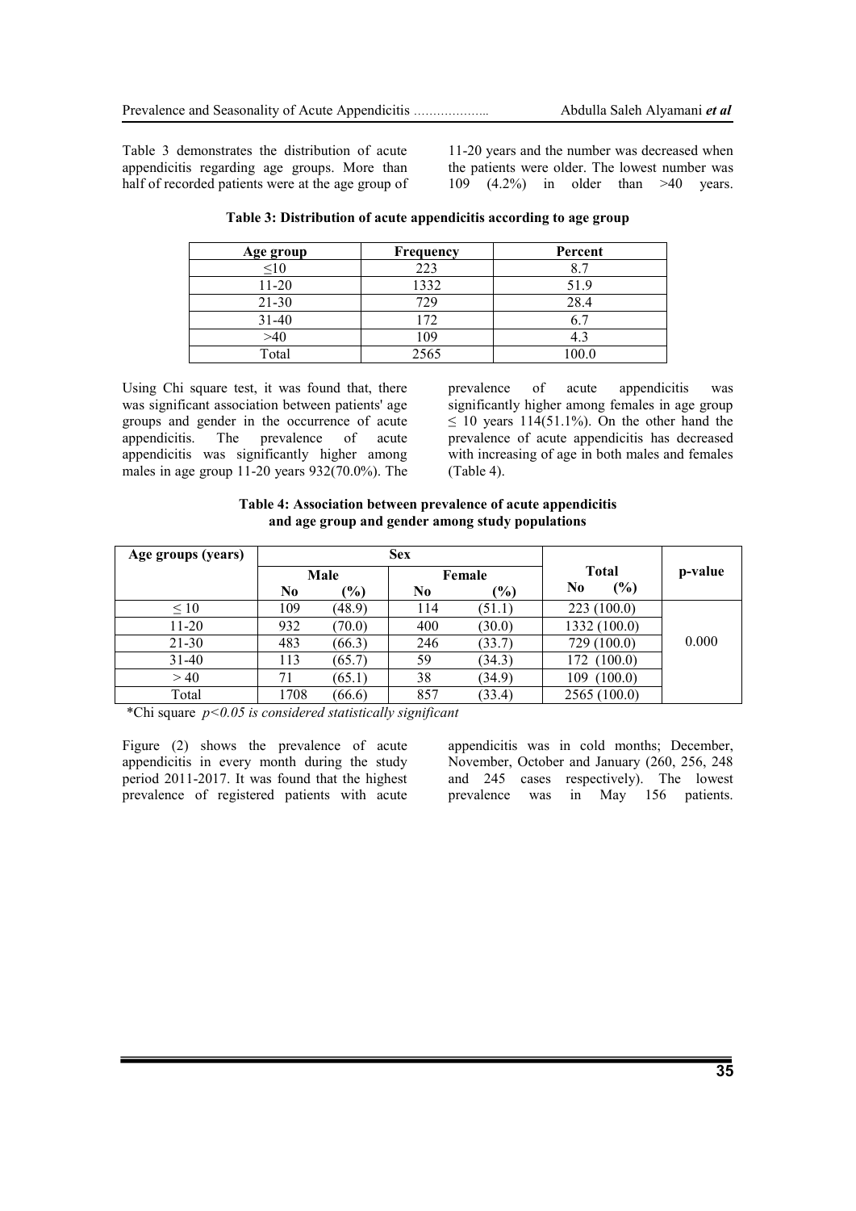Table 3 demonstrates the distribution of acute appendicitis regarding age groups. More than half of recorded patients were at the age group of 11-20 years and the number was decreased when the patients were older. The lowest number was 109 (4.2%) in older than >40 years.

**Table 3: Distribution of acute appendicitis according to age group**

| Age group | Frequency | Percent |
|---|---|---|
| ≤10 | 223 | 8.7 |
| 11-20 | 1332 | 51.9 |
| 21-30 | 729 | 28.4 |
| 31-40 | 172 | 6.7 |
| >40 | 109 | 4.3 |
| Total | 2565 | 100.0 |

Using Chi square test, it was found that, there was significant association between patients' age groups and gender in the occurrence of acute appendicitis. The prevalence of acute appendicitis was significantly higher among males in age group 11-20 years 932(70.0%). The prevalence of acute appendicitis was significantly higher among females in age group ≤ 10 years 114(51.1%). On the other hand the prevalence of acute appendicitis has decreased with increasing of age in both males and females (Table 4).

**Table 4: Association between prevalence of acute appendicitis and age group and gender among study populations**

| Age groups (years) | Sex | | | | Total | p-value |
|---|---|---|---|---|---|---|
| | Male | | Female | | | |
| | No | (%) | No | (%) | No (%) | |
| ≤ 10 | 109 | (48.9) | 114 | (51.1) | 223 (100.0) | 0.000 |
| 11-20 | 932 | (70.0) | 400 | (30.0) | 1332 (100.0) | |
| 21-30 | 483 | (66.3) | 246 | (33.7) | 729 (100.0) | |
| 31-40 | 113 | (65.7) | 59 | (34.3) | 172 (100.0) | |
| > 40 | 71 | (65.1) | 38 | (34.9) | 109 (100.0) | |
| Total | 1708 | (66.6) | 857 | (33.4) | 2565 (100.0) | |

*Chi square *$p<0.05$ is considered statistically significant*

Figure (2) shows the prevalence of acute appendicitis in every month during the study period 2011-2017. It was found that the highest prevalence of registered patients with acute appendicitis was in cold months; December, November, October and January (260, 256, 248 and 245 cases respectively). The lowest prevalence was in May 156 patients.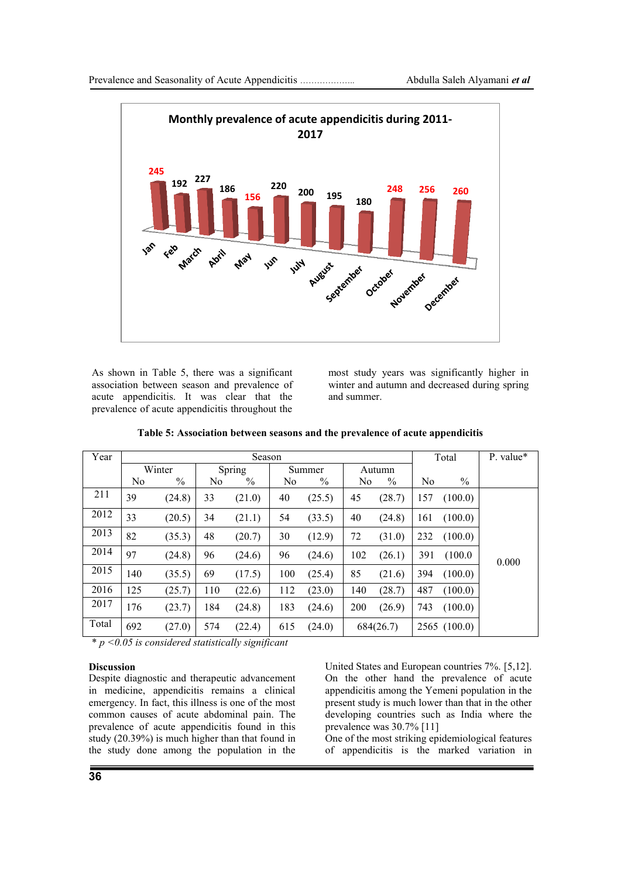**Monthly prevalence of acute appendicitis during 2011-2017**

| Jan | Feb | March | Abril | May | Jun | July | August | September | October | November | December |
|---|---|---|---|---|---|---|---|---|---|---|---|
| 245 | 192 | 227 | 186 | 156 | 220 | 200 | 195 | 180 | 248 | 256 | 260 |

As shown in Table 5, there was a significant association between season and prevalence of acute appendicitis. It was clear that the prevalence of acute appendicitis throughout the most study years was significantly higher in winter and autumn and decreased during spring and summer.

**Table 5: Association between seasons and the prevalence of acute appendicitis**

| Year | Season | | | | | | | | Total | | P. value* |
|---|---|---|---|---|---|---|---|---|---|---|---|
| | Winter | | Spring | | Summer | | Autumn | | | | |
| | No | % | No | % | No | % | No | % | No | % | |
| 211 | 39 | (24.8) | 33 | (21.0) | 40 | (25.5) | 45 | (28.7) | 157 | (100.0) | 0.000 |
| 2012 | 33 | (20.5) | 34 | (21.1) | 54 | (33.5) | 40 | (24.8) | 161 | (100.0) | |
| 2013 | 82 | (35.3) | 48 | (20.7) | 30 | (12.9) | 72 | (31.0) | 232 | (100.0) | |
| 2014 | 97 | (24.8) | 96 | (24.6) | 96 | (24.6) | 102 | (26.1) | 391 | (100.0 | |
| 2015 | 140 | (35.5) | 69 | (17.5) | 100 | (25.4) | 85 | (21.6) | 394 | (100.0) | |
| 2016 | 125 | (25.7) | 110 | (22.6) | 112 | (23.0) | 140 | (28.7) | 487 | (100.0) | |
| 2017 | 176 | (23.7) | 184 | (24.8) | 183 | (24.6) | 200 | (26.9) | 743 | (100.0) | |
| Total | 692 | (27.0) | 574 | (22.4) | 615 | (24.0) | 684(26.7) | | 2565 | (100.0) | |

* *$p < 0.05$ is considered statistically significant*

**Discussion**

Despite diagnostic and therapeutic advancement in medicine, appendicitis remains a clinical emergency. In fact, this illness is one of the most common causes of acute abdominal pain. The prevalence of acute appendicitis found in this study (20.39%) is much higher than that found in the study done among the population in the United States and European countries 7%. [5,12]. On the other hand the prevalence of acute appendicitis among the Yemeni population in the present study is much lower than that in the other developing countries such as India where the prevalence was 30.7% [11]

One of the most striking epidemiological features of appendicitis is the marked variation in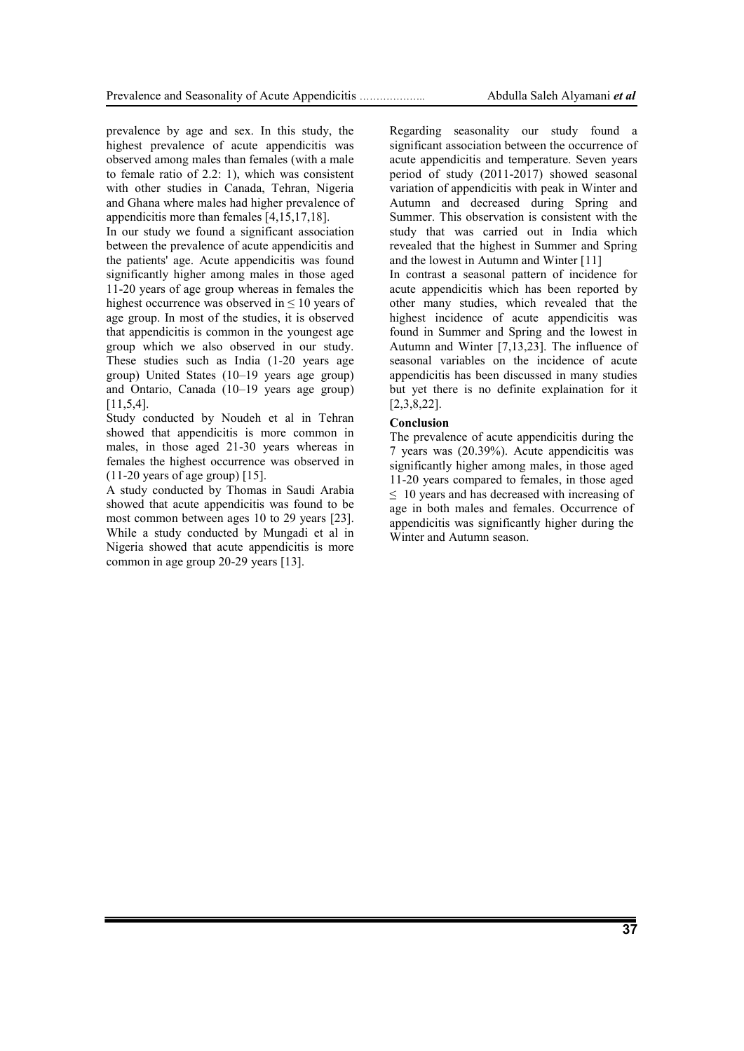prevalence by age and sex. In this study, the highest prevalence of acute appendicitis was observed among males than females (with a male to female ratio of 2.2: 1), which was consistent with other studies in Canada, Tehran, Nigeria and Ghana where males had higher prevalence of appendicitis more than females [4,15,17,18].

In our study we found a significant association between the prevalence of acute appendicitis and the patients' age. Acute appendicitis was found significantly higher among males in those aged 11-20 years of age group whereas in females the highest occurrence was observed in ≤ 10 years of age group. In most of the studies, it is observed that appendicitis is common in the youngest age group which we also observed in our study. These studies such as India (1-20 years age group) United States (10–19 years age group) and Ontario, Canada (10–19 years age group) [11,5,4].

Study conducted by Noudeh et al in Tehran showed that appendicitis is more common in males, in those aged 21-30 years whereas in females the highest occurrence was observed in (11-20 years of age group) [15].

A study conducted by Thomas in Saudi Arabia showed that acute appendicitis was found to be most common between ages 10 to 29 years [23]. While a study conducted by Mungadi et al in Nigeria showed that acute appendicitis is more common in age group 20-29 years [13].

Regarding seasonality our study found a significant association between the occurrence of acute appendicitis and temperature. Seven years period of study (2011-2017) showed seasonal variation of appendicitis with peak in Winter and Autumn and decreased during Spring and Summer. This observation is consistent with the study that was carried out in India which revealed that the highest in Summer and Spring and the lowest in Autumn and Winter [11]

In contrast a seasonal pattern of incidence for acute appendicitis which has been reported by other many studies, which revealed that the highest incidence of acute appendicitis was found in Summer and Spring and the lowest in Autumn and Winter [7,13,23]. The influence of seasonal variables on the incidence of acute appendicitis has been discussed in many studies but yet there is no definite explaination for it [2,3,8,22].

**Conclusion**

The prevalence of acute appendicitis during the 7 years was (20.39%). Acute appendicitis was significantly higher among males, in those aged 11-20 years compared to females, in those aged ≤ 10 years and has decreased with increasing of age in both males and females. Occurrence of appendicitis was significantly higher during the Winter and Autumn season.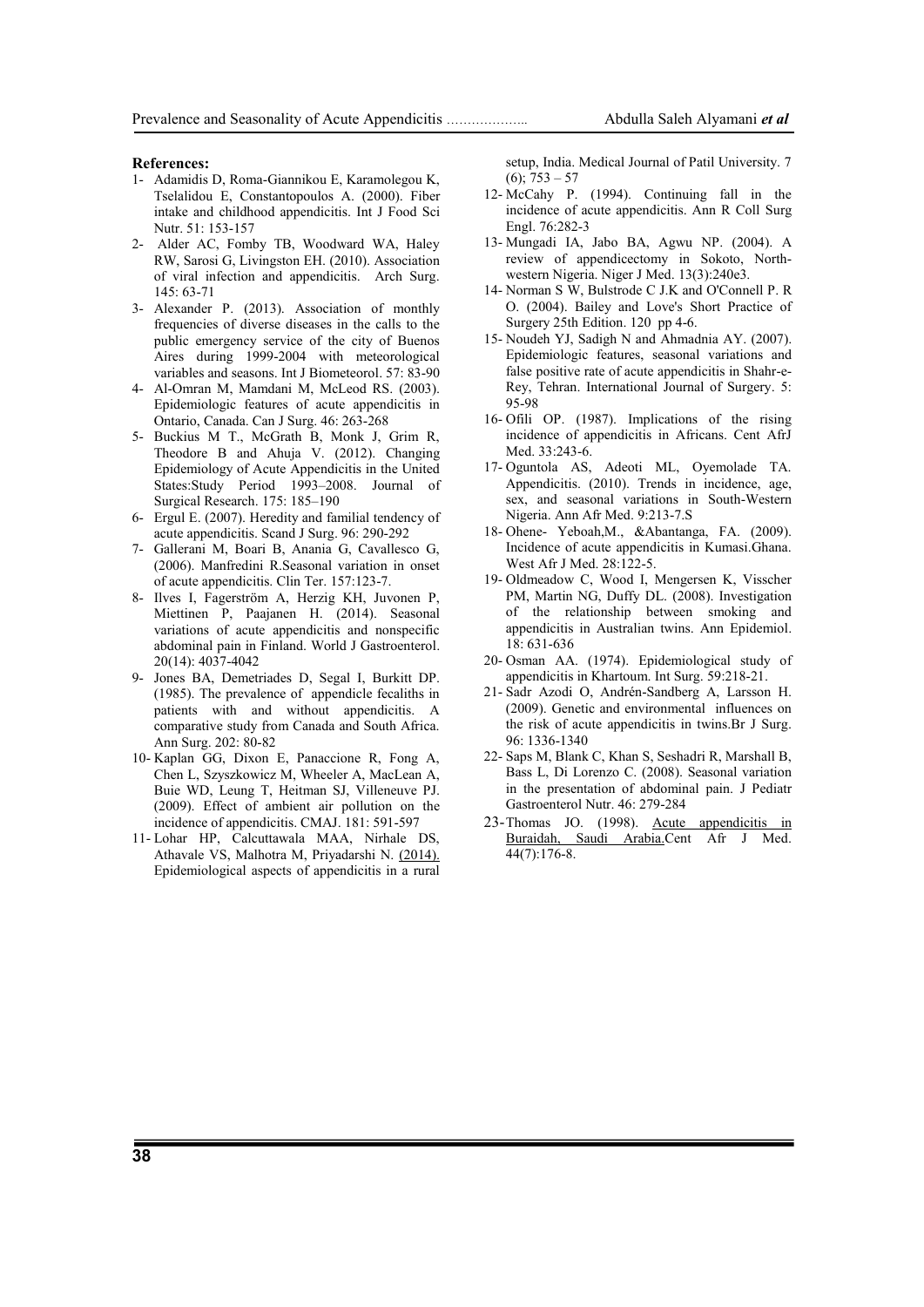**References:**

1- Adamidis D, Roma-Giannikou E, Karamolegou K, Tselalidou E, Constantopoulos A. (2000). Fiber intake and childhood appendicitis. Int J Food Sci Nutr. 51: 153-157

2- Alder AC, Fomby TB, Woodward WA, Haley RW, Sarosi G, Livingston EH. (2010). Association of viral infection and appendicitis. Arch Surg. 145: 63-71

3- Alexander P. (2013). Association of monthly frequencies of diverse diseases in the calls to the public emergency service of the city of Buenos Aires during 1999-2004 with meteorological variables and seasons. Int J Biometeorol. 57: 83-90

4- Al-Omran M, Mamdani M, McLeod RS. (2003). Epidemiologic features of acute appendicitis in Ontario, Canada. Can J Surg. 46: 263-268

5- Buckius M T., McGrath B, Monk J, Grim R, Theodore B and Ahuja V. (2012). Changing Epidemiology of Acute Appendicitis in the United States:Study Period 1993–2008. Journal of Surgical Research. 175: 185–190

6- Ergul E. (2007). Heredity and familial tendency of acute appendicitis. Scand J Surg. 96: 290-292

7- Gallerani M, Boari B, Anania G, Cavallesco G, (2006). Manfredini R.Seasonal variation in onset of acute appendicitis. Clin Ter. 157:123-7.

8- Ilves I, Fagerström A, Herzig KH, Juvonen P, Miettinen P, Paajanen H. (2014). Seasonal variations of acute appendicitis and nonspecific abdominal pain in Finland. World J Gastroenterol. 20(14): 4037-4042

9- Jones BA, Demetriades D, Segal I, Burkitt DP. (1985). The prevalence of appendicle fecaliths in patients with and without appendicitis. A comparative study from Canada and South Africa. Ann Surg. 202: 80-82

10- Kaplan GG, Dixon E, Panaccione R, Fong A, Chen L, Szyszkowicz M, Wheeler A, MacLean A, Buie WD, Leung T, Heitman SJ, Villeneuve PJ. (2009). Effect of ambient air pollution on the incidence of appendicitis. CMAJ. 181: 591-597

11- Lohar HP, Calcuttawala MAA, Nirhale DS, Athavale VS, Malhotra M, Priyadarshi N. (2014). Epidemiological aspects of appendicitis in a rural setup, India. Medical Journal of Patil University. 7 (6); 753 – 57

12- McCahy P. (1994). Continuing fall in the incidence of acute appendicitis. Ann R Coll Surg Engl. 76:282-3

13- Mungadi IA, Jabo BA, Agwu NP. (2004). A review of appendicectomy in Sokoto, North-western Nigeria. Niger J Med. 13(3):240e3.

14- Norman S W, Bulstrode C J.K and O'Connell P. R O. (2004). Bailey and Love's Short Practice of Surgery 25th Edition. 120 pp 4-6.

15- Noudeh YJ, Sadigh N and Ahmadnia AY. (2007). Epidemiologic features, seasonal variations and false positive rate of acute appendicitis in Shahr-e-Rey, Tehran. International Journal of Surgery. 5: 95-98

16- Ofili OP. (1987). Implications of the rising incidence of appendicitis in Africans. Cent AfrJ Med. 33:243-6.

17- Oguntola AS, Adeoti ML, Oyemolade TA. Appendicitis. (2010). Trends in incidence, age, sex, and seasonal variations in South-Western Nigeria. Ann Afr Med. 9:213-7.S

18- Ohene- Yeboah,M., &Abantanga, FA. (2009). Incidence of acute appendicitis in Kumasi.Ghana. West Afr J Med. 28:122-5.

19- Oldmeadow C, Wood I, Mengersen K, Visscher PM, Martin NG, Duffy DL. (2008). Investigation of the relationship between smoking and appendicitis in Australian twins. Ann Epidemiol. 18: 631-636

20- Osman AA. (1974). Epidemiological study of appendicitis in Khartoum. Int Surg. 59:218-21.

21- Sadr Azodi O, Andrén-Sandberg A, Larsson H. (2009). Genetic and environmental influences on the risk of acute appendicitis in twins.Br J Surg. 96: 1336-1340

22- Saps M, Blank C, Khan S, Seshadri R, Marshall B, Bass L, Di Lorenzo C. (2008). Seasonal variation in the presentation of abdominal pain. J Pediatr Gastroenterol Nutr. 46: 279-284

23- Thomas JO. (1998). Acute appendicitis in Buraidah, Saudi Arabia.Cent Afr J Med. 44(7):176-8.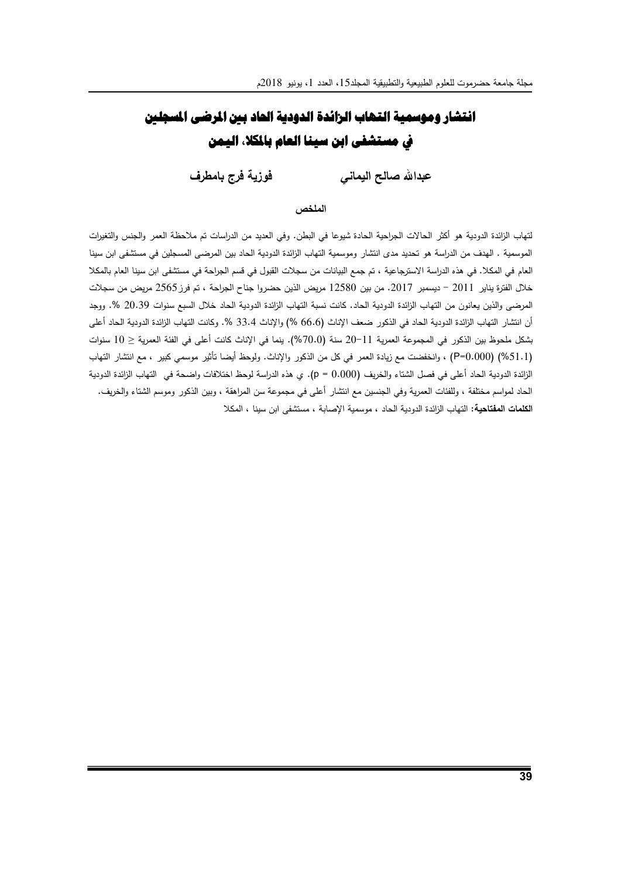# انتشار وموسمية التهاب الزائدة الدودية الحاد بين المرضى المسجلين في مستشفى ابن سينا العام بالمكلا، اليمن

**عبدالله صالح اليماني فوزية فرج بامطرف**

## الملخص

لتهاب الزائدة الدودية هو أكثر الحالات الجراحية الحادة شيوعا في البطن. وفي العديد من الدراسات تم ملاحظة العمر والجنس والتغيرات الموسمية . الهدف من الدراسة هو تحديد مدى انتشار وموسمية التهاب الزائدة الدودية الحاد بين المرضى المسجلين في مستشفى ابن سينا العام في المكلا. في هذه الدراسة الاسترجاعية ، تم جمع البيانات من سجلات القبول في قسم الجراحة في مستشفى ابن سينا العام بالمكلا خلال الفترة يناير 2011 – ديسمبر 2017. من بين 12580 مريض الذين حضروا جناح الجراحة ، تم فرز 2565 مريض من سجلات المرضى والذين يعانون من التهاب الزائدة الدودية الحاد. كانت نسبة التهاب الزائدة الدودية الحاد خلال السبع سنوات 20.39 %. ووجد أن انتشار التهاب الزائدة الدودية الحاد في الذكور ضعف الإناث (66.6 %) والإناث 33.4 %. وكانت التهاب الزائدة الدودية الحاد أعلى بشكل ملحوظ بين الذكور في المجموعة العمرية 11–20 سنة (70.0%). بنما في الإناث كانت أعلى في الفئة العمرية $\leq 10$ سنوات (51.1%) (P=0.000) ، وانخفضت مع زيادة العمر في كل من الذكور والإناث. ولوحظ أيضا تأثير موسمي كبير ، مع انتشار التهاب الزائدة الدودية الحاد أعلى في فصل الشتاء والخريف (p = 0.000). ي هذه الدراسة لوحظ اختلافات واضحة في التهاب الزائدة الدودية الحاد لمواسم مختلفة ، وللفئات العمرية وفي الجنسين مع انتشار أعلى في مجموعة سن المراهقة ، وبين الذكور وموسم الشتاء والخريف.

**الكلمات المفتاحية:** التهاب الزائدة الدودية الحاد ، موسمية الإصابة ، مستشفى ابن سينا ، المكلا